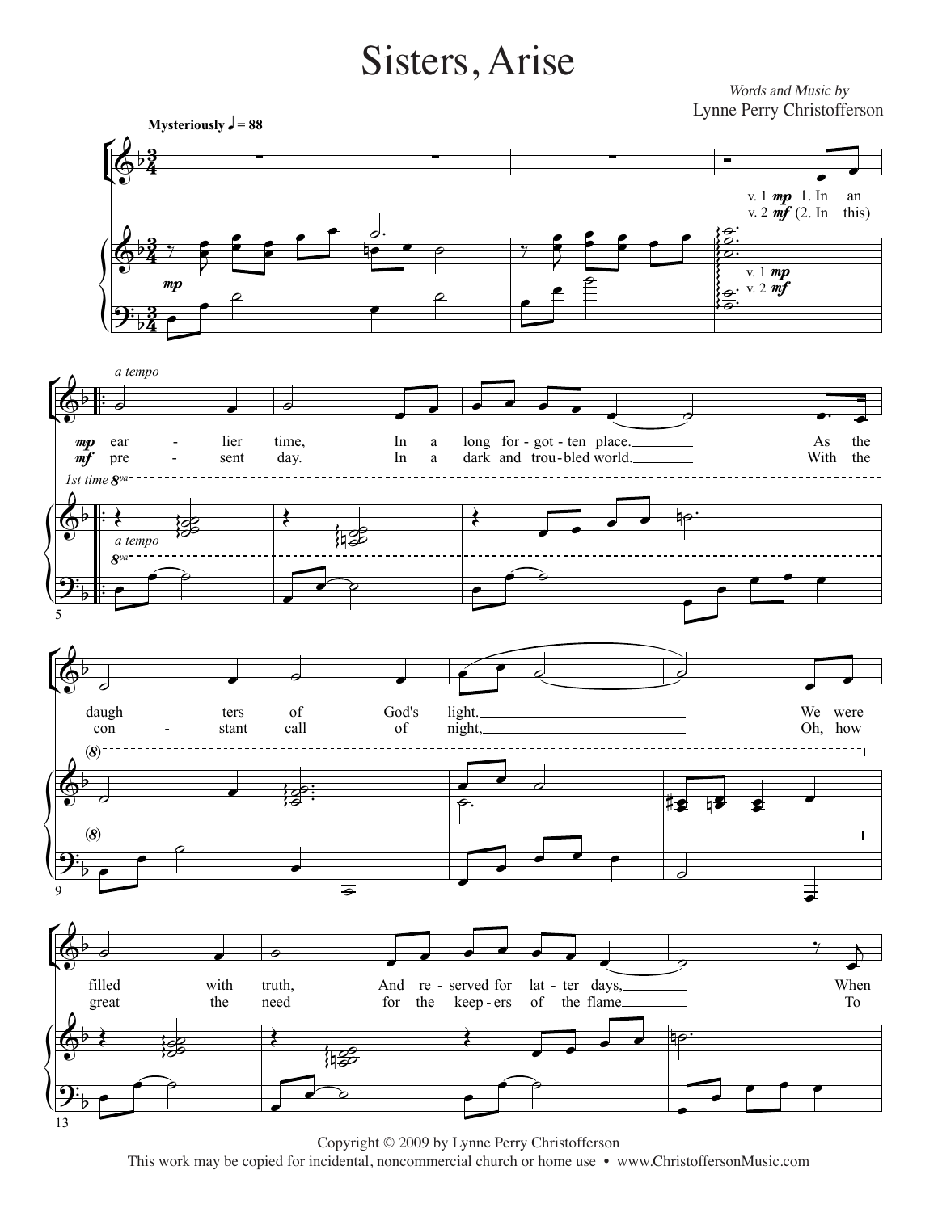# Sisters, Arise

*Words and Music by*
Lynne Perry Christofferson

Mysteriously ♩ = 88

v. 1 *mp* 1. In an
v. 2 *mf* (2. In this)

1. In an earlier time, In a long forgotten place. As the daughters of God's light. We were filled with truth, And reserved for latter days, When

2. In this present day. In a dark and troubled world. With the constant call of night, Oh, how great the need for the keepers of the flame To

Copyright © 2009 by Lynne Perry Christofferson
This work may be copied for incidental, noncommercial church or home use • www.ChristoffersonMusic.com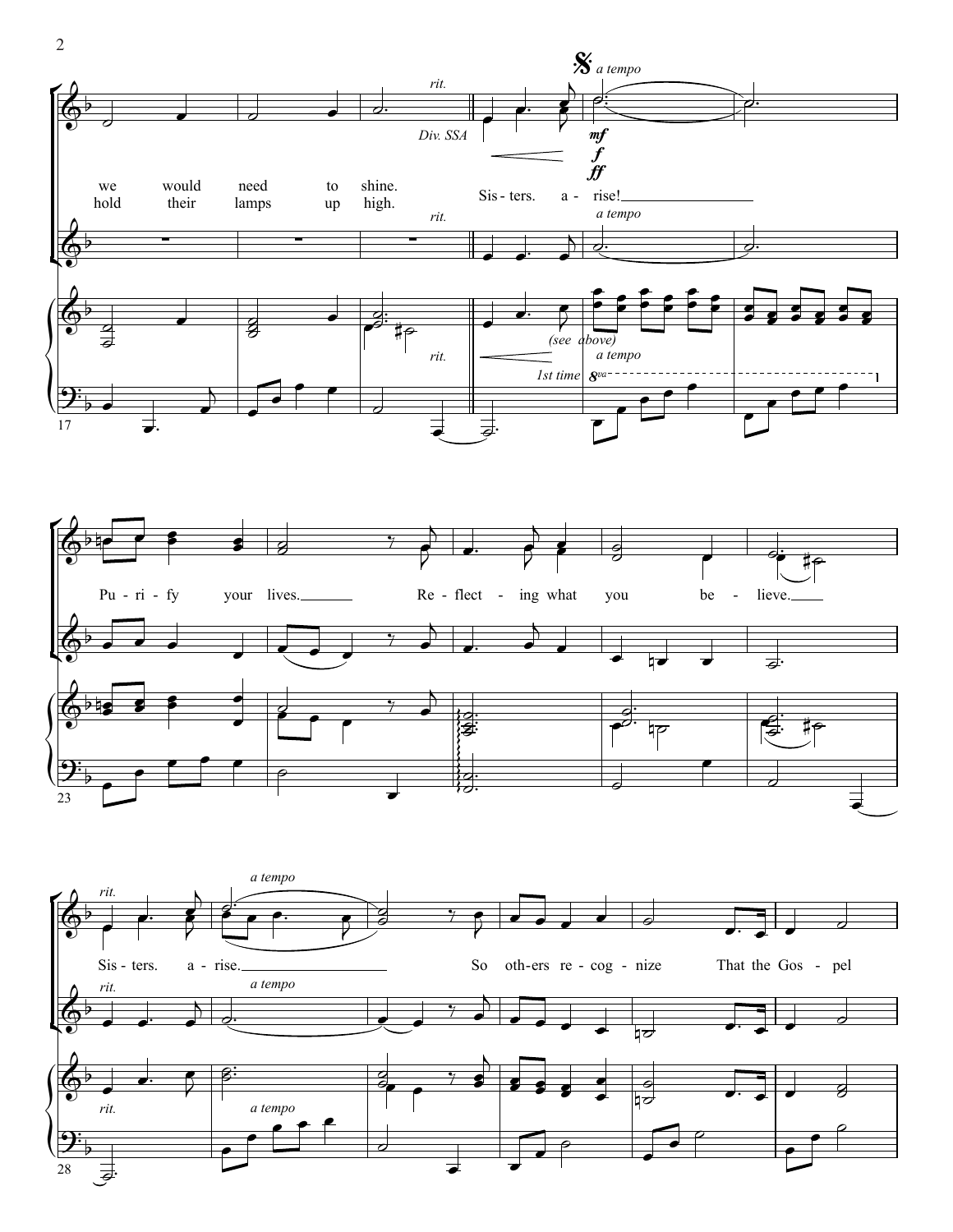we would need to shine.
hold their lamps up high.

*rit.*

*Div. SSA*

𝄋 *a tempo*

*mf*
*f*
*ff*

Sis - ters. a - rise!

*(see above)*

*1st time 8va*

Pu - ri - fy your lives. Re - flect - ing what you be - lieve.

*rit.*

*a tempo*

Sis - ters. a - rise. So oth - ers re - cog - nize That the Gos - pel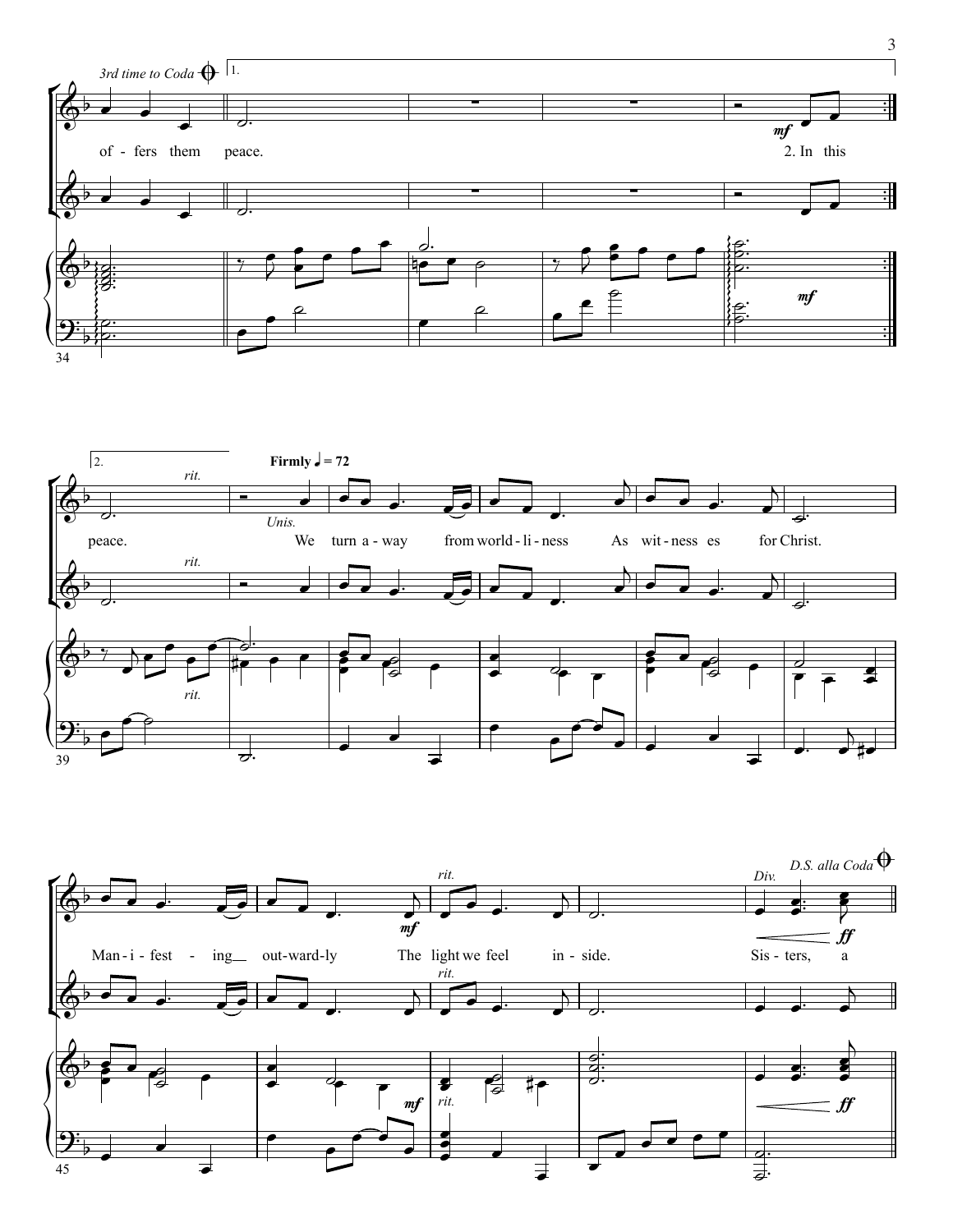*3rd time to Coda* 𝄌 | 1.

of - fers them peace. 2. In this

2. *rit.* **Firmly** ♩ = 72

peace. *Unis.* We turn a - way from world - li - ness As wit - ness es for Christ.

*rit.* *Div.* *D.S. al Coda* 𝄌

Man - i - fest - ing out - ward - ly The light we feel in - side. Sis - ters, a

*mf* *ff*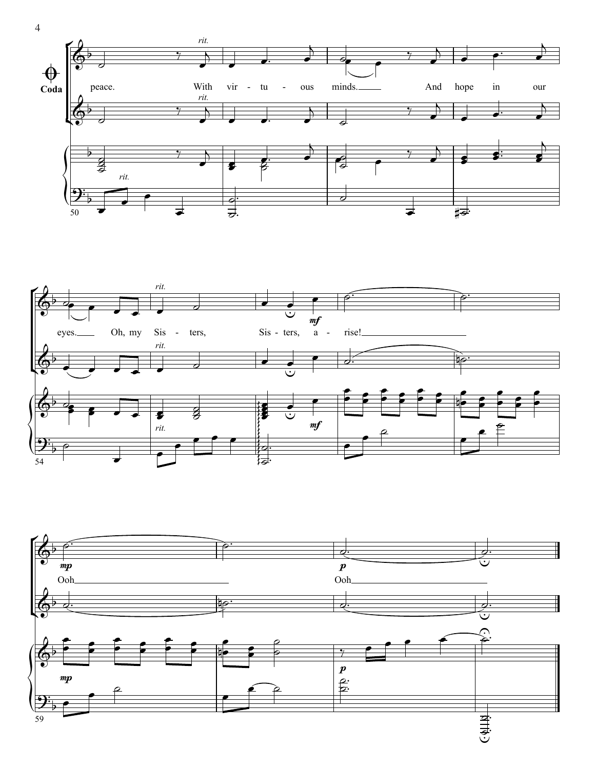Coda

rit.

peace. With vir - tu - ous minds. And hope in our

rit.

eyes. Oh, my Sis - ters, Sis - ters, a - rise!

*mf*

*mp*

Ooh

*p*

Ooh